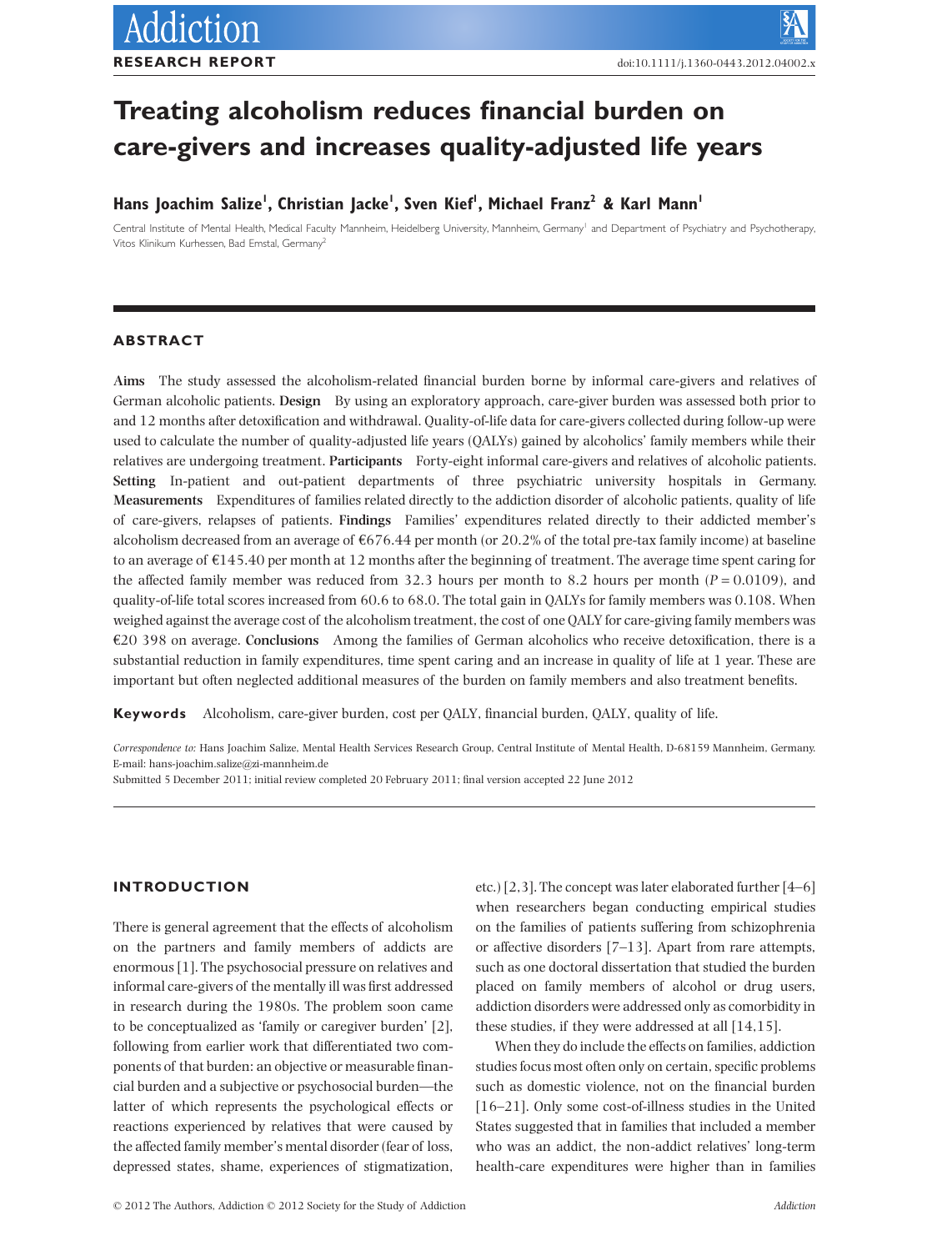# Treating alcoholism reduces financial burden on care-givers and increases quality-adjusted life years

**Hans Joachim Salize[1], Christian Jacke[1], Sven Kief[1], Michael Franz[2] & Karl Mann[1]**

Central Institute of Mental Health, Medical Faculty Mannheim, Heidelberg University, Mannheim, Germany[1] and Department of Psychiatry and Psychotherapy, Vitos Klinikum Kurhessen, Bad Emstal, Germany[2]

## ABSTRACT

**Aims** The study assessed the alcoholism-related financial burden borne by informal care-givers and relatives of German alcoholic patients. **Design** By using an exploratory approach, care-giver burden was assessed both prior to and 12 months after detoxification and withdrawal. Quality-of-life data for care-givers collected during follow-up were used to calculate the number of quality-adjusted life years (QALYs) gained by alcoholics' family members while their relatives are undergoing treatment. **Participants** Forty-eight informal care-givers and relatives of alcoholic patients. **Setting** In-patient and out-patient departments of three psychiatric university hospitals in Germany. **Measurements** Expenditures of families related directly to the addiction disorder of alcoholic patients, quality of life of care-givers, relapses of patients. **Findings** Families' expenditures related directly to their addicted member's alcoholism decreased from an average of €676.44 per month (or 20.2% of the total pre-tax family income) at baseline to an average of €145.40 per month at 12 months after the beginning of treatment. The average time spent caring for the affected family member was reduced from 32.3 hours per month to 8.2 hours per month ($P = 0.0109$), and quality-of-life total scores increased from 60.6 to 68.0. The total gain in QALYs for family members was 0.108. When weighed against the average cost of the alcoholism treatment, the cost of one QALY for care-giving family members was €20 398 on average. **Conclusions** Among the families of German alcoholics who receive detoxification, there is a substantial reduction in family expenditures, time spent caring and an increase in quality of life at 1 year. These are important but often neglected additional measures of the burden on family members and also treatment benefits.

**Keywords** Alcoholism, care-giver burden, cost per QALY, financial burden, QALY, quality of life.

*Correspondence to:* Hans Joachim Salize, Mental Health Services Research Group, Central Institute of Mental Health, D-68159 Mannheim, Germany. E-mail: hans-joachim.salize@zi-mannheim.de

Submitted 5 December 2011; initial review completed 20 February 2011; final version accepted 22 June 2012

## INTRODUCTION

There is general agreement that the effects of alcoholism on the partners and family members of addicts are enormous [1]. The psychosocial pressure on relatives and informal care-givers of the mentally ill was first addressed in research during the 1980s. The problem soon came to be conceptualized as 'family or caregiver burden' [2], following from earlier work that differentiated two components of that burden: an objective or measurable financial burden and a subjective or psychosocial burden—the latter of which represents the psychological effects or reactions experienced by relatives that were caused by the affected family member's mental disorder (fear of loss, depressed states, shame, experiences of stigmatization, etc.) [2,3]. The concept was later elaborated further [4–6] when researchers began conducting empirical studies on the families of patients suffering from schizophrenia or affective disorders [7–13]. Apart from rare attempts, such as one doctoral dissertation that studied the burden placed on family members of alcohol or drug users, addiction disorders were addressed only as comorbidity in these studies, if they were addressed at all [14,15].

When they do include the effects on families, addiction studies focus most often only on certain, specific problems such as domestic violence, not on the financial burden [16–21]. Only some cost-of-illness studies in the United States suggested that in families that included a member who was an addict, the non-addict relatives' long-term health-care expenditures were higher than in families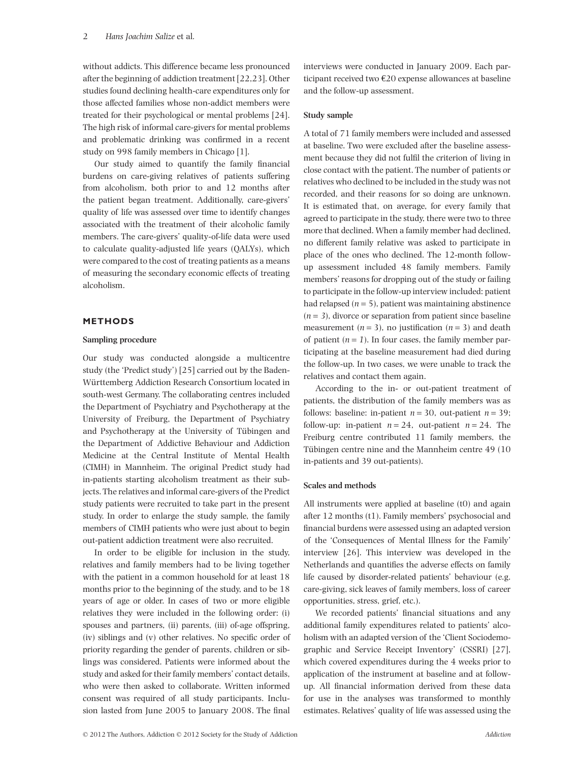without addicts. This difference became less pronounced after the beginning of addiction treatment [22,23]. Other studies found declining health-care expenditures only for those affected families whose non-addict members were treated for their psychological or mental problems [24]. The high risk of informal care-givers for mental problems and problematic drinking was confirmed in a recent study on 998 family members in Chicago [1].

Our study aimed to quantify the family financial burdens on care-giving relatives of patients suffering from alcoholism, both prior to and 12 months after the patient began treatment. Additionally, care-givers' quality of life was assessed over time to identify changes associated with the treatment of their alcoholic family members. The care-givers' quality-of-life data were used to calculate quality-adjusted life years (QALYs), which were compared to the cost of treating patients as a means of measuring the secondary economic effects of treating alcoholism.

## METHODS

### Sampling procedure

Our study was conducted alongside a multicentre study (the 'Predict study') [25] carried out by the Baden-Württemberg Addiction Research Consortium located in south-west Germany. The collaborating centres included the Department of Psychiatry and Psychotherapy at the University of Freiburg, the Department of Psychiatry and Psychotherapy at the University of Tübingen and the Department of Addictive Behaviour and Addiction Medicine at the Central Institute of Mental Health (CIMH) in Mannheim. The original Predict study had in-patients starting alcoholism treatment as their subjects. The relatives and informal care-givers of the Predict study patients were recruited to take part in the present study. In order to enlarge the study sample, the family members of CIMH patients who were just about to begin out-patient addiction treatment were also recruited.

In order to be eligible for inclusion in the study, relatives and family members had to be living together with the patient in a common household for at least 18 months prior to the beginning of the study, and to be 18 years of age or older. In cases of two or more eligible relatives they were included in the following order: (i) spouses and partners, (ii) parents, (iii) of-age offspring, (iv) siblings and (v) other relatives. No specific order of priority regarding the gender of parents, children or siblings was considered. Patients were informed about the study and asked for their family members' contact details, who were then asked to collaborate. Written informed consent was required of all study participants. Inclusion lasted from June 2005 to January 2008. The final interviews were conducted in January 2009. Each participant received two €20 expense allowances at baseline and the follow-up assessment.

### Study sample

A total of 71 family members were included and assessed at baseline. Two were excluded after the baseline assessment because they did not fulfil the criterion of living in close contact with the patient. The number of patients or relatives who declined to be included in the study was not recorded, and their reasons for so doing are unknown. It is estimated that, on average, for every family that agreed to participate in the study, there were two to three more that declined. When a family member had declined, no different family relative was asked to participate in place of the ones who declined. The 12-month follow-up assessment included 48 family members. Family members' reasons for dropping out of the study or failing to participate in the follow-up interview included: patient had relapsed ($n = 5$), patient was maintaining abstinence ($n = 3$), divorce or separation from patient since baseline measurement ($n = 3$), no justification ($n = 3$) and death of patient ($n = 1$). In four cases, the family member participating at the baseline measurement had died during the follow-up. In two cases, we were unable to track the relatives and contact them again.

According to the in- or out-patient treatment of patients, the distribution of the family members was as follows: baseline: in-patient $n = 30$, out-patient $n = 39$; follow-up: in-patient $n = 24$, out-patient $n = 24$. The Freiburg centre contributed 11 family members, the Tübingen centre nine and the Mannheim centre 49 (10 in-patients and 39 out-patients).

### Scales and methods

All instruments were applied at baseline (t0) and again after 12 months (t1). Family members' psychosocial and financial burdens were assessed using an adapted version of the 'Consequences of Mental Illness for the Family' interview [26]. This interview was developed in the Netherlands and quantifies the adverse effects on family life caused by disorder-related patients' behaviour (e.g. care-giving, sick leaves of family members, loss of career opportunities, stress, grief, etc.).

We recorded patients' financial situations and any additional family expenditures related to patients' alcoholism with an adapted version of the 'Client Sociodemographic and Service Receipt Inventory' (CSSRI) [27], which covered expenditures during the 4 weeks prior to application of the instrument at baseline and at follow-up. All financial information derived from these data for use in the analyses was transformed to monthly estimates. Relatives' quality of life was assessed using the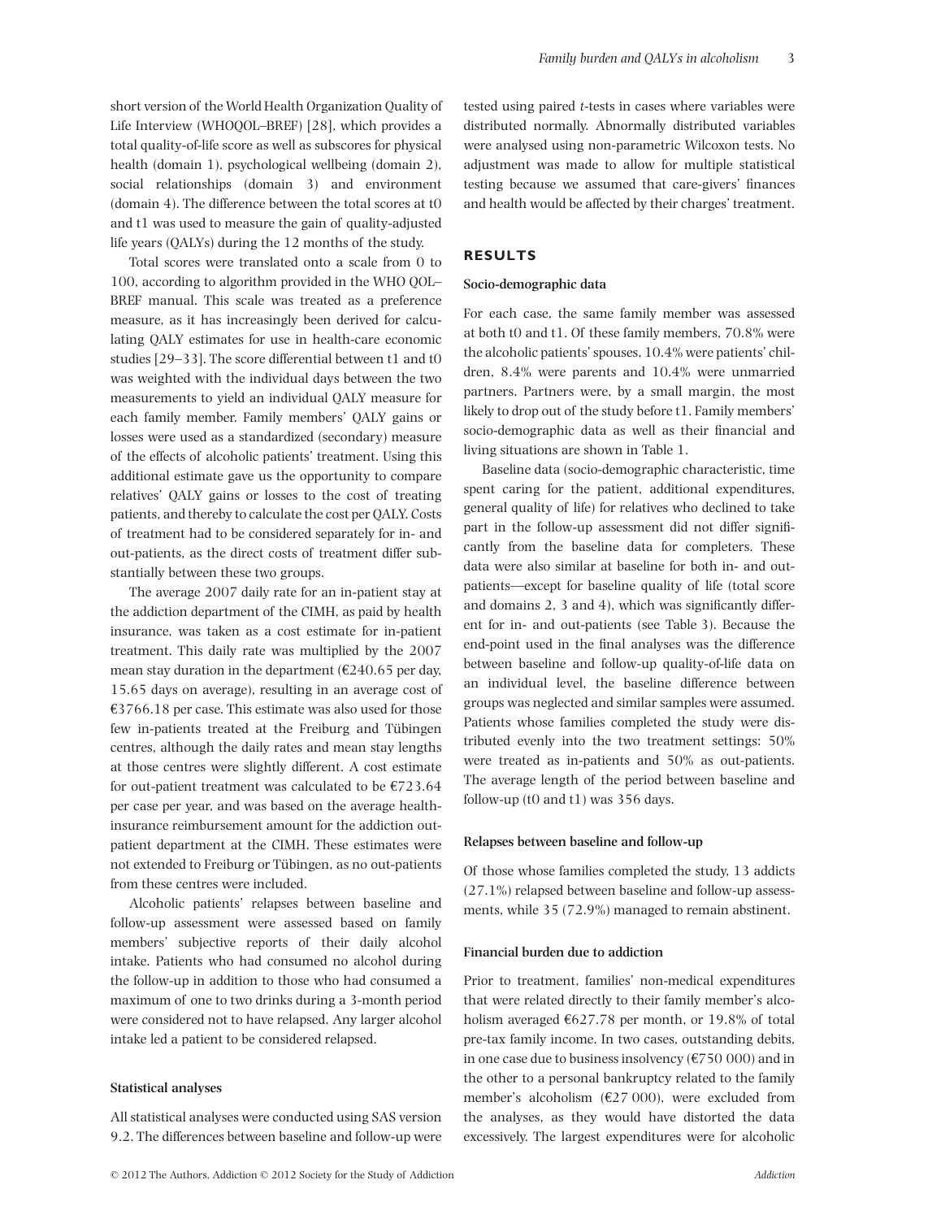short version of the World Health Organization Quality of Life Interview (WHOQOL–BREF) [28], which provides a total quality-of-life score as well as subscores for physical health (domain 1), psychological wellbeing (domain 2), social relationships (domain 3) and environment (domain 4). The difference between the total scores at t0 and t1 was used to measure the gain of quality-adjusted life years (QALYs) during the 12 months of the study.

Total scores were translated onto a scale from 0 to 100, according to algorithm provided in the WHO QOL–BREF manual. This scale was treated as a preference measure, as it has increasingly been derived for calculating QALY estimates for use in health-care economic studies [29–33]. The score differential between t1 and t0 was weighted with the individual days between the two measurements to yield an individual QALY measure for each family member. Family members' QALY gains or losses were used as a standardized (secondary) measure of the effects of alcoholic patients' treatment. Using this additional estimate gave us the opportunity to compare relatives' QALY gains or losses to the cost of treating patients, and thereby to calculate the cost per QALY. Costs of treatment had to be considered separately for in- and out-patients, as the direct costs of treatment differ substantially between these two groups.

The average 2007 daily rate for an in-patient stay at the addiction department of the CIMH, as paid by health insurance, was taken as a cost estimate for in-patient treatment. This daily rate was multiplied by the 2007 mean stay duration in the department (€240.65 per day, 15.65 days on average), resulting in an average cost of €3766.18 per case. This estimate was also used for those few in-patients treated at the Freiburg and Tübingen centres, although the daily rates and mean stay lengths at those centres were slightly different. A cost estimate for out-patient treatment was calculated to be €723.64 per case per year, and was based on the average health-insurance reimbursement amount for the addiction out-patient department at the CIMH. These estimates were not extended to Freiburg or Tübingen, as no out-patients from these centres were included.

Alcoholic patients' relapses between baseline and follow-up assessment were assessed based on family members' subjective reports of their daily alcohol intake. Patients who had consumed no alcohol during the follow-up in addition to those who had consumed a maximum of one to two drinks during a 3-month period were considered not to have relapsed. Any larger alcohol intake led a patient to be considered relapsed.

### Statistical analyses

All statistical analyses were conducted using SAS version 9.2. The differences between baseline and follow-up were tested using paired *t*-tests in cases where variables were distributed normally. Abnormally distributed variables were analysed using non-parametric Wilcoxon tests. No adjustment was made to allow for multiple statistical testing because we assumed that care-givers' finances and health would be affected by their charges' treatment.

## RESULTS

### Socio-demographic data

For each case, the same family member was assessed at both t0 and t1. Of these family members, 70.8% were the alcoholic patients' spouses, 10.4% were patients' children, 8.4% were parents and 10.4% were unmarried partners. Partners were, by a small margin, the most likely to drop out of the study before t1. Family members' socio-demographic data as well as their financial and living situations are shown in Table 1.

Baseline data (socio-demographic characteristic, time spent caring for the patient, additional expenditures, general quality of life) for relatives who declined to take part in the follow-up assessment did not differ significantly from the baseline data for completers. These data were also similar at baseline for both in- and out-patients—except for baseline quality of life (total score and domains 2, 3 and 4), which was significantly different for in- and out-patients (see Table 3). Because the end-point used in the final analyses was the difference between baseline and follow-up quality-of-life data on an individual level, the baseline difference between groups was neglected and similar samples were assumed. Patients whose families completed the study were distributed evenly into the two treatment settings: 50% were treated as in-patients and 50% as out-patients. The average length of the period between baseline and follow-up (t0 and t1) was 356 days.

### Relapses between baseline and follow-up

Of those whose families completed the study, 13 addicts (27.1%) relapsed between baseline and follow-up assessments, while 35 (72.9%) managed to remain abstinent.

### Financial burden due to addiction

Prior to treatment, families' non-medical expenditures that were related directly to their family member's alcoholism averaged €627.78 per month, or 19.8% of total pre-tax family income. In two cases, outstanding debits, in one case due to business insolvency (€750 000) and in the other to a personal bankruptcy related to the family member's alcoholism (€27 000), were excluded from the analyses, as they would have distorted the data excessively. The largest expenditures were for alcoholic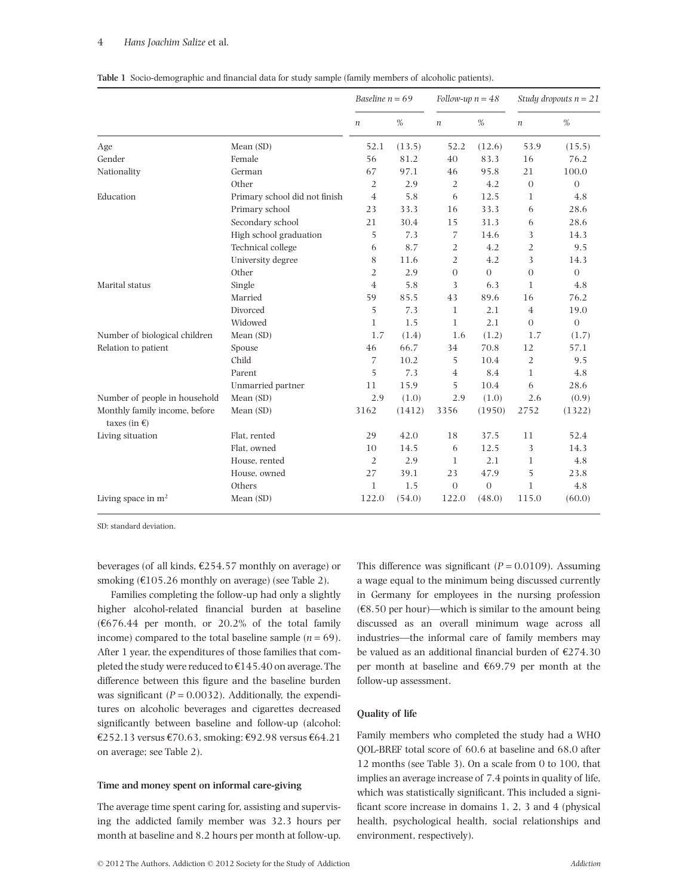**Table 1** Socio-demographic and financial data for study sample (family members of alcoholic patients).

| | | *Baseline n = 69* | | *Follow-up n = 48* | | *Study dropouts n = 21* | |
|---|---|---|---|---|---|---|---|
| | | *n* | *%* | *n* | *%* | *n* | *%* |
| Age | Mean (SD) | 52.1 | (13.5) | 52.2 | (12.6) | 53.9 | (15.5) |
| Gender | Female | 56 | 81.2 | 40 | 83.3 | 16 | 76.2 |
| Nationality | German | 67 | 97.1 | 46 | 95.8 | 21 | 100.0 |
| | Other | 2 | 2.9 | 2 | 4.2 | 0 | 0 |
| Education | Primary school did not finish | 4 | 5.8 | 6 | 12.5 | 1 | 4.8 |
| | Primary school | 23 | 33.3 | 16 | 33.3 | 6 | 28.6 |
| | Secondary school | 21 | 30.4 | 15 | 31.3 | 6 | 28.6 |
| | High school graduation | 5 | 7.3 | 7 | 14.6 | 3 | 14.3 |
| | Technical college | 6 | 8.7 | 2 | 4.2 | 2 | 9.5 |
| | University degree | 8 | 11.6 | 2 | 4.2 | 3 | 14.3 |
| | Other | 2 | 2.9 | 0 | 0 | 0 | 0 |
| Marital status | Single | 4 | 5.8 | 3 | 6.3 | 1 | 4.8 |
| | Married | 59 | 85.5 | 43 | 89.6 | 16 | 76.2 |
| | Divorced | 5 | 7.3 | 1 | 2.1 | 4 | 19.0 |
| | Widowed | 1 | 1.5 | 1 | 2.1 | 0 | 0 |
| Number of biological children | Mean (SD) | 1.7 | (1.4) | 1.6 | (1.2) | 1.7 | (1.7) |
| Relation to patient | Spouse | 46 | 66.7 | 34 | 70.8 | 12 | 57.1 |
| | Child | 7 | 10.2 | 5 | 10.4 | 2 | 9.5 |
| | Parent | 5 | 7.3 | 4 | 8.4 | 1 | 4.8 |
| | Unmarried partner | 11 | 15.9 | 5 | 10.4 | 6 | 28.6 |
| Number of people in household | Mean (SD) | 2.9 | (1.0) | 2.9 | (1.0) | 2.6 | (0.9) |
| Monthly family income, before taxes (in €) | Mean (SD) | 3162 | (1412) | 3356 | (1950) | 2752 | (1322) |
| Living situation | Flat, rented | 29 | 42.0 | 18 | 37.5 | 11 | 52.4 |
| | Flat, owned | 10 | 14.5 | 6 | 12.5 | 3 | 14.3 |
| | House, rented | 2 | 2.9 | 1 | 2.1 | 1 | 4.8 |
| | House, owned | 27 | 39.1 | 23 | 47.9 | 5 | 23.8 |
| | Others | 1 | 1.5 | 0 | 0 | 1 | 4.8 |
| Living space in $m^2$ | Mean (SD) | 122.0 | (54.0) | 122.0 | (48.0) | 115.0 | (60.0) |

SD: standard deviation.

beverages (of all kinds, €254.57 monthly on average) or smoking (€105.26 monthly on average) (see Table 2).

Families completing the follow-up had only a slightly higher alcohol-related financial burden at baseline (€676.44 per month, or 20.2% of the total family income) compared to the total baseline sample ($n = 69$). After 1 year, the expenditures of those families that completed the study were reduced to €145.40 on average. The difference between this figure and the baseline burden was significant ($P = 0.0032$). Additionally, the expenditures on alcoholic beverages and cigarettes decreased significantly between baseline and follow-up (alcohol: €252.13 versus €70.63, smoking: €92.98 versus €64.21 on average; see Table 2).

### Time and money spent on informal care-giving

The average time spent caring for, assisting and supervising the addicted family member was 32.3 hours per month at baseline and 8.2 hours per month at follow-up. This difference was significant ($P = 0.0109$). Assuming a wage equal to the minimum being discussed currently in Germany for employees in the nursing profession (€8.50 per hour)—which is similar to the amount being discussed as an overall minimum wage across all industries—the informal care of family members may be valued as an additional financial burden of €274.30 per month at baseline and €69.79 per month at the follow-up assessment.

### Quality of life

Family members who completed the study had a WHO QOL-BREF total score of 60.6 at baseline and 68.0 after 12 months (see Table 3). On a scale from 0 to 100, that implies an average increase of 7.4 points in quality of life, which was statistically significant. This included a significant score increase in domains 1, 2, 3 and 4 (physical health, psychological health, social relationships and environment, respectively).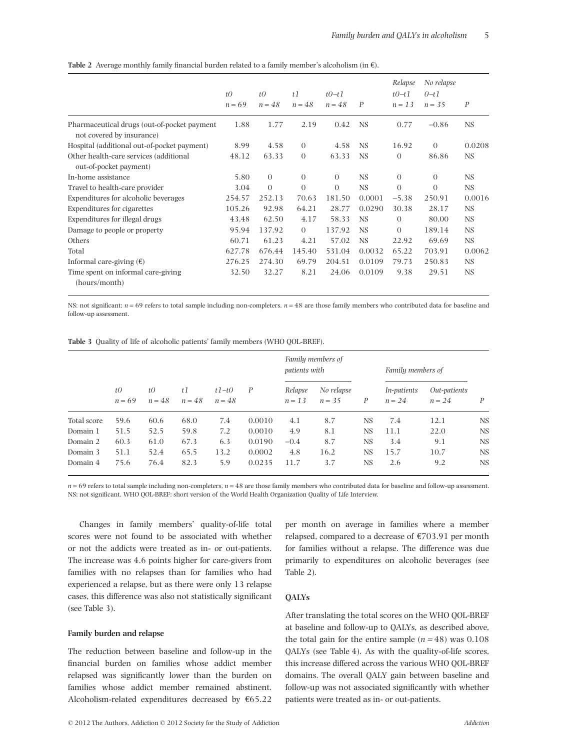**Table 2** Average monthly family financial burden related to a family member's alcoholism (in €).

| | *t0* *n* = 69 | *t0* *n* = 48 | *t1* *n* = 48 | *t0–t1* *n* = 48 | *P* | *Relapse* *t0–t1* *n* = 13 | *No relapse* *0–t1* *n* = 35 | *P* |
|---|---|---|---|---|---|---|---|---|
| Pharmaceutical drugs (out-of-pocket payment not covered by insurance) | 1.88 | 1.77 | 2.19 | 0.42 | NS | 0.77 | −0.86 | NS |
| Hospital (additional out-of-pocket payment) | 8.99 | 4.58 | 0 | 4.58 | NS | 16.92 | 0 | 0.0208 |
| Other health-care services (additional out-of-pocket payment) | 48.12 | 63.33 | 0 | 63.33 | NS | 0 | 86.86 | NS |
| In-home assistance | 5.80 | 0 | 0 | 0 | NS | 0 | 0 | NS |
| Travel to health-care provider | 3.04 | 0 | 0 | 0 | NS | 0 | 0 | NS |
| Expenditures for alcoholic beverages | 254.57 | 252.13 | 70.63 | 181.50 | 0.0001 | −5.38 | 250.91 | 0.0016 |
| Expenditures for cigarettes | 105.26 | 92.98 | 64.21 | 28.77 | 0.0290 | 30.38 | 28.17 | NS |
| Expenditures for illegal drugs | 43.48 | 62.50 | 4.17 | 58.33 | NS | 0 | 80.00 | NS |
| Damage to people or property | 95.94 | 137.92 | 0 | 137.92 | NS | 0 | 189.14 | NS |
| Others | 60.71 | 61.23 | 4.21 | 57.02 | NS | 22.92 | 69.69 | NS |
| Total | 627.78 | 676.44 | 145.40 | 531.04 | 0.0032 | 65.22 | 703.91 | 0.0062 |
| Informal care-giving (€) | 276.25 | 274.30 | 69.79 | 204.51 | 0.0109 | 79.73 | 250.83 | NS |
| Time spent on informal care-giving (hours/month) | 32.50 | 32.27 | 8.21 | 24.06 | 0.0109 | 9.38 | 29.51 | NS |

NS: not significant; *n* = 69 refers to total sample including non-completers, *n* = 48 are those family members who contributed data for baseline and follow-up assessment.

**Table 3** Quality of life of alcoholic patients' family members (WHO QOL-BREF).

| | | | | | | *Family members of patients with* | | | *Family members of* | | |
|---|---|---|---|---|---|---|---|---|---|---|---|
| | *t0* *n* = 69 | *t0* *n* = 48 | *t1* *n* = 48 | *t1–t0* *n* = 48 | *P* | *Relapse* *n* = 13 | *No relapse* *n* = 35 | *P* | *In-patients* *n* = 24 | *Out-patients* *n* = 24 | *P* |
| Total score | 59.6 | 60.6 | 68.0 | 7.4 | 0.0010 | 4.1 | 8.7 | NS | 7.4 | 12.1 | NS |
| Domain 1 | 51.5 | 52.5 | 59.8 | 7.2 | 0.0010 | 4.9 | 8.1 | NS | 11.1 | 22.0 | NS |
| Domain 2 | 60.3 | 61.0 | 67.3 | 6.3 | 0.0190 | −0.4 | 8.7 | NS | 3.4 | 9.1 | NS |
| Domain 3 | 51.1 | 52.4 | 65.5 | 13.2 | 0.0002 | 4.8 | 16.2 | NS | 15.7 | 10.7 | NS |
| Domain 4 | 75.6 | 76.4 | 82.3 | 5.9 | 0.0235 | 11.7 | 3.7 | NS | 2.6 | 9.2 | NS |

*n* = 69 refers to total sample including non-completers, *n* = 48 are those family members who contributed data for baseline and follow-up assessment. NS: not significant. WHO QOL-BREF: short version of the World Health Organization Quality of Life Interview.

Changes in family members' quality-of-life total scores were not found to be associated with whether or not the addicts were treated as in- or out-patients. The increase was 4.6 points higher for care-givers from families with no relapses than for families who had experienced a relapse, but as there were only 13 relapse cases, this difference was also not statistically significant (see Table 3).

### Family burden and relapse

The reduction between baseline and follow-up in the financial burden on families whose addict member relapsed was significantly lower than the burden on families whose addict member remained abstinent. Alcoholism-related expenditures decreased by €65.22 per month on average in families where a member relapsed, compared to a decrease of €703.91 per month for families without a relapse. The difference was due primarily to expenditures on alcoholic beverages (see Table 2).

### QALYs

After translating the total scores on the WHO QOL-BREF at baseline and follow-up to QALYs, as described above, the total gain for the entire sample ($n = 48$) was 0.108 QALYs (see Table 4). As with the quality-of-life scores, this increase differed across the various WHO QOL-BREF domains. The overall QALY gain between baseline and follow-up was not associated significantly with whether patients were treated as in- or out-patients.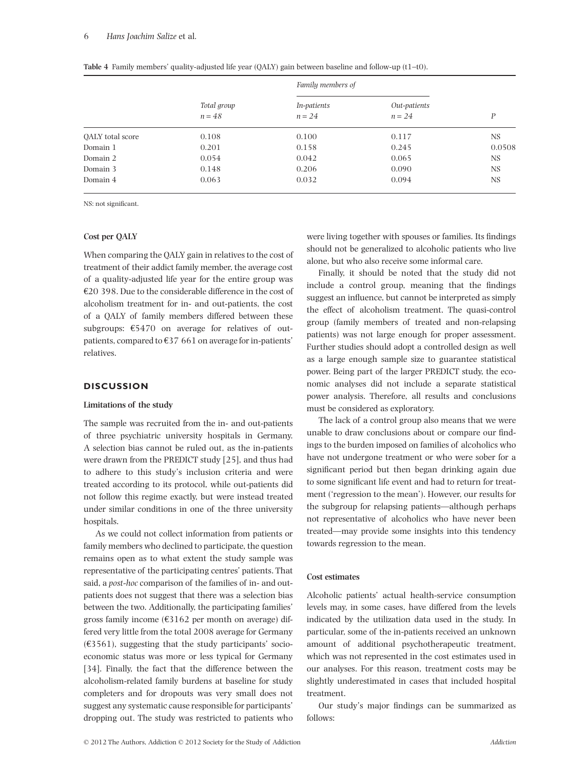**Table 4** Family members' quality-adjusted life year (QALY) gain between baseline and follow-up (t1–t0).

| | | *Family members of* | | |
|---|---|---|---|---|
| | *Total group* $n = 48$ | *In-patients* $n = 24$ | *Out-patients* $n = 24$ | *P* |
| QALY total score | 0.108 | 0.100 | 0.117 | NS |
| Domain 1 | 0.201 | 0.158 | 0.245 | 0.0508 |
| Domain 2 | 0.054 | 0.042 | 0.065 | NS |
| Domain 3 | 0.148 | 0.206 | 0.090 | NS |
| Domain 4 | 0.063 | 0.032 | 0.094 | NS |

NS: not significant.

### Cost per QALY

When comparing the QALY gain in relatives to the cost of treatment of their addict family member, the average cost of a quality-adjusted life year for the entire group was €20 398. Due to the considerable difference in the cost of alcoholism treatment for in- and out-patients, the cost of a QALY of family members differed between these subgroups: €5470 on average for relatives of out-patients, compared to €37 661 on average for in-patients' relatives.

## DISCUSSION

### Limitations of the study

The sample was recruited from the in- and out-patients of three psychiatric university hospitals in Germany. A selection bias cannot be ruled out, as the in-patients were drawn from the PREDICT study [25], and thus had to adhere to this study's inclusion criteria and were treated according to its protocol, while out-patients did not follow this regime exactly, but were instead treated under similar conditions in one of the three university hospitals.

As we could not collect information from patients or family members who declined to participate, the question remains open as to what extent the study sample was representative of the participating centres' patients. That said, a *post-hoc* comparison of the families of in- and out-patients does not suggest that there was a selection bias between the two. Additionally, the participating families' gross family income (€3162 per month on average) differed very little from the total 2008 average for Germany (€3561), suggesting that the study participants' socio-economic status was more or less typical for Germany [34]. Finally, the fact that the difference between the alcoholism-related family burdens at baseline for study completers and for dropouts was very small does not suggest any systematic cause responsible for participants' dropping out. The study was restricted to patients who were living together with spouses or families. Its findings should not be generalized to alcoholic patients who live alone, but who also receive some informal care.

Finally, it should be noted that the study did not include a control group, meaning that the findings suggest an influence, but cannot be interpreted as simply the effect of alcoholism treatment. The quasi-control group (family members of treated and non-relapsing patients) was not large enough for proper assessment. Further studies should adopt a controlled design as well as a large enough sample size to guarantee statistical power. Being part of the larger PREDICT study, the economic analyses did not include a separate statistical power analysis. Therefore, all results and conclusions must be considered as exploratory.

The lack of a control group also means that we were unable to draw conclusions about or compare our findings to the burden imposed on families of alcoholics who have not undergone treatment or who were sober for a significant period but then began drinking again due to some significant life event and had to return for treatment ('regression to the mean'). However, our results for the subgroup for relapsing patients—although perhaps not representative of alcoholics who have never been treated—may provide some insights into this tendency towards regression to the mean.

### Cost estimates

Alcoholic patients' actual health-service consumption levels may, in some cases, have differed from the levels indicated by the utilization data used in the study. In particular, some of the in-patients received an unknown amount of additional psychotherapeutic treatment, which was not represented in the cost estimates used in our analyses. For this reason, treatment costs may be slightly underestimated in cases that included hospital treatment.

Our study's major findings can be summarized as follows: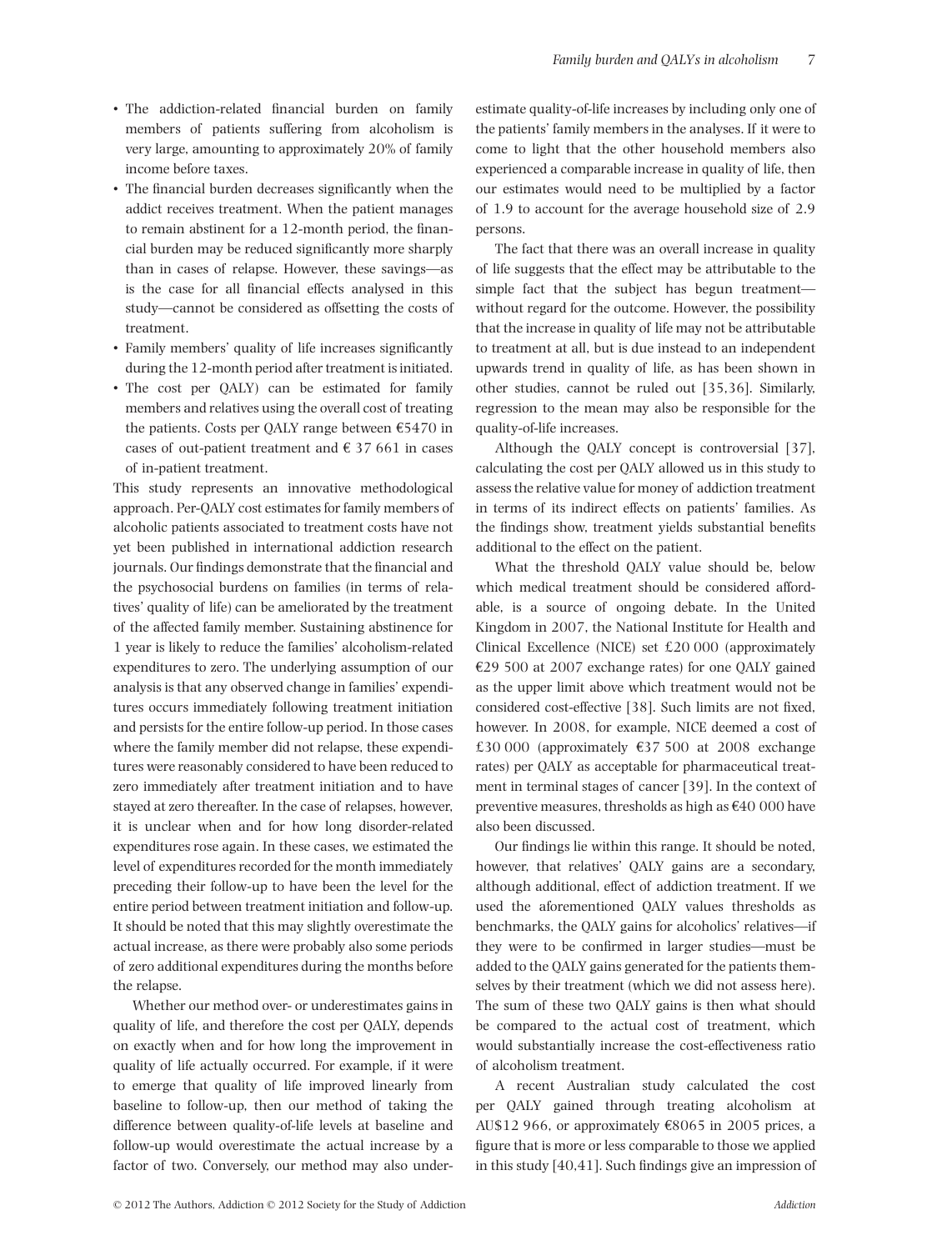- The addiction-related financial burden on family members of patients suffering from alcoholism is very large, amounting to approximately 20% of family income before taxes.
- The financial burden decreases significantly when the addict receives treatment. When the patient manages to remain abstinent for a 12-month period, the financial burden may be reduced significantly more sharply than in cases of relapse. However, these savings—as is the case for all financial effects analysed in this study—cannot be considered as offsetting the costs of treatment.
- Family members' quality of life increases significantly during the 12-month period after treatment is initiated.
- The cost per QALY) can be estimated for family members and relatives using the overall cost of treating the patients. Costs per QALY range between €5470 in cases of out-patient treatment and € 37 661 in cases of in-patient treatment.

This study represents an innovative methodological approach. Per-QALY cost estimates for family members of alcoholic patients associated to treatment costs have not yet been published in international addiction research journals. Our findings demonstrate that the financial and the psychosocial burdens on families (in terms of relatives' quality of life) can be ameliorated by the treatment of the affected family member. Sustaining abstinence for 1 year is likely to reduce the families' alcoholism-related expenditures to zero. The underlying assumption of our analysis is that any observed change in families' expenditures occurs immediately following treatment initiation and persists for the entire follow-up period. In those cases where the family member did not relapse, these expenditures were reasonably considered to have been reduced to zero immediately after treatment initiation and to have stayed at zero thereafter. In the case of relapses, however, it is unclear when and for how long disorder-related expenditures rose again. In these cases, we estimated the level of expenditures recorded for the month immediately preceding their follow-up to have been the level for the entire period between treatment initiation and follow-up. It should be noted that this may slightly overestimate the actual increase, as there were probably also some periods of zero additional expenditures during the months before the relapse.

Whether our method over- or underestimates gains in quality of life, and therefore the cost per QALY, depends on exactly when and for how long the improvement in quality of life actually occurred. For example, if it were to emerge that quality of life improved linearly from baseline to follow-up, then our method of taking the difference between quality-of-life levels at baseline and follow-up would overestimate the actual increase by a factor of two. Conversely, our method may also underestimate quality-of-life increases by including only one of the patients' family members in the analyses. If it were to come to light that the other household members also experienced a comparable increase in quality of life, then our estimates would need to be multiplied by a factor of 1.9 to account for the average household size of 2.9 persons.

The fact that there was an overall increase in quality of life suggests that the effect may be attributable to the simple fact that the subject has begun treatment—without regard for the outcome. However, the possibility that the increase in quality of life may not be attributable to treatment at all, but is due instead to an independent upwards trend in quality of life, as has been shown in other studies, cannot be ruled out [35,36]. Similarly, regression to the mean may also be responsible for the quality-of-life increases.

Although the QALY concept is controversial [37], calculating the cost per QALY allowed us in this study to assess the relative value for money of addiction treatment in terms of its indirect effects on patients' families. As the findings show, treatment yields substantial benefits additional to the effect on the patient.

What the threshold QALY value should be, below which medical treatment should be considered affordable, is a source of ongoing debate. In the United Kingdom in 2007, the National Institute for Health and Clinical Excellence (NICE) set £20 000 (approximately €29 500 at 2007 exchange rates) for one QALY gained as the upper limit above which treatment would not be considered cost-effective [38]. Such limits are not fixed, however. In 2008, for example, NICE deemed a cost of £30 000 (approximately €37 500 at 2008 exchange rates) per QALY as acceptable for pharmaceutical treatment in terminal stages of cancer [39]. In the context of preventive measures, thresholds as high as €40 000 have also been discussed.

Our findings lie within this range. It should be noted, however, that relatives' QALY gains are a secondary, although additional, effect of addiction treatment. If we used the aforementioned QALY values thresholds as benchmarks, the QALY gains for alcoholics' relatives—if they were to be confirmed in larger studies—must be added to the QALY gains generated for the patients themselves by their treatment (which we did not assess here). The sum of these two QALY gains is then what should be compared to the actual cost of treatment, which would substantially increase the cost-effectiveness ratio of alcoholism treatment.

A recent Australian study calculated the cost per QALY gained through treating alcoholism at AU$12 966, or approximately €8065 in 2005 prices, a figure that is more or less comparable to those we applied in this study [40,41]. Such findings give an impression of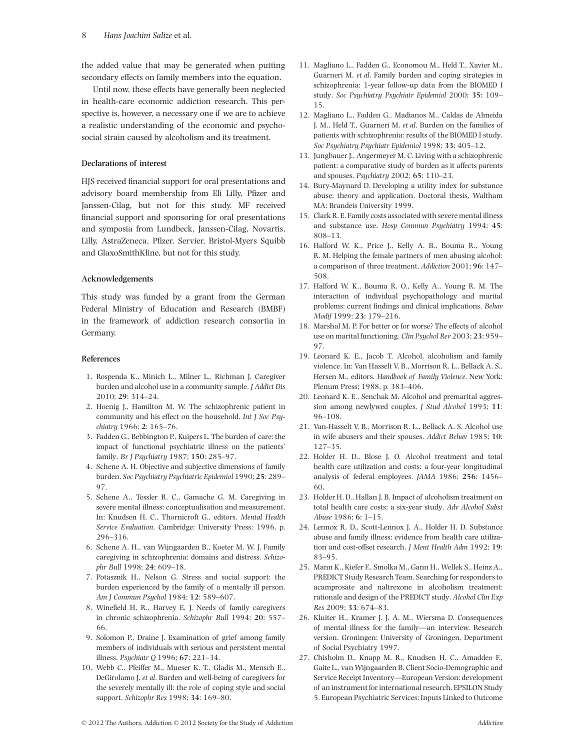the added value that may be generated when putting secondary effects on family members into the equation.

Until now, these effects have generally been neglected in health-care economic addiction research. This perspective is, however, a necessary one if we are to achieve a realistic understanding of the economic and psychosocial strain caused by alcoholism and its treatment.

### Declarations of interest

HJS received financial support for oral presentations and advisory board membership from Eli Lilly, Pfizer and Janssen-Cilag, but not for this study. MF received financial support and sponsoring for oral presentations and symposia from Lundbeck, Janssen-Cilag, Novartis, Lilly, AstraZeneca, Pfizer, Servier, Bristol-Myers Squibb and GlaxoSmithKline, but not for this study.

### Acknowledgements

This study was funded by a grant from the German Federal Ministry of Education and Research (BMBF) in the framework of addiction research consortia in Germany.

### References

1. Rospenda K., Minich L., Milner L., Richman J. Caregiver burden and alcohol use in a community sample. *J Addict Dis* 2010; **29**: 314–24.
2. Hoenig J., Hamilton M. W. The schizophrenic patient in community and his effect on the household. *Int J Soc Psychiatry* 1966; **2**: 165–76.
3. Fadden G., Bebbington P., Kuipers L. The burden of care: the impact of functional psychiatric illness on the patients' family. *Br J Psychiatry* 1987; **150**: 285–97.
4. Schene A. H. Objective and subjective dimensions of family burden. *Soc Psychiatry Psychiatric Epidemiol* 1990; **25**: 289–97.
5. Schene A., Tessler R. C., Gamache G. M. Caregiving in severe mental illness: conceptualisation and measurement. In: Knudsen H. C., Thornicroft G., editors. *Mental Health Service Evaluation*. Cambridge: University Press; 1996, p. 296–316.
6. Schene A. H., van Wijngaarden B., Koeter M. W. J. Family caregiving in schizophrenia: domains and distress. *Schizophr Bull* 1998; **24**: 609–18.
7. Potasznik H., Nelson G. Stress and social support: the burden experienced by the family of a mentally ill person. *Am J Commun Psychol* 1984; **12**: 589–607.
8. Winefield H. R., Harvey E. J. Needs of family caregivers in chronic schizophrenia. *Schizophr Bull* 1994; **20**: 557–66.
9. Solomon P., Draine J. Examination of grief among family members of individuals with serious and persistent mental illness. *Psychiatr Q* 1996; **67**: 221–34.
10. Webb C., Pfeiffer M., Mueser K. T., Gladis M., Mensch E., DeGirolamo J. *et al*. Burden and well-being of caregivers for the severely mentally ill: the role of coping style and social support. *Schizophr Res* 1998; **34**: 169–80.
11. Magliano L., Fadden G., Economou M., Held T., Xavier M., Guarneri M. *et al*. Family burden and coping strategies in schizophrenia: 1-year follow-up data from the BIOMED I study. *Soc Psychiatry Psychiatr Epidemiol* 2000; **35**: 109–15.
12. Magliano L., Fadden G., Madianos M., Caldas de Almeida J. M., Held T., Guarneri M. *et al*. Burden on the families of patients with schizophrenia: results of the BIOMED I study. *Soc Psychiatry Psychiatr Epidemiol* 1998; **33**: 405–12.
13. Jungbauer J., Angermeyer M. C. Living with a schizophrenic patient: a comparative study of burden as it affects parents and spouses. *Psychiatry* 2002; **65**: 110–23.
14. Bury-Maynard D. Developing a utility index for substance abuse: theory and application. Doctoral thesis, Waltham MA: Brandeis University 1999.
15. Clark R. E. Family costs associated with severe mental illness and substance use. *Hosp Commun Psychiatry* 1994; **45**: 808–13.
16. Halford W. K., Price J., Kelly A. B., Bouma R., Young R. M. Helping the female partners of men abusing alcohol: a comparison of three treatment. *Addiction* 2001; **96**: 147–508.
17. Halford W. K., Bouma R. O., Kelly A., Young R. M. The interaction of individual psychopathology and marital problems: current findings and clinical implications. *Behav Modif* 1999; **23**: 179–216.
18. Marshal M. P. For better or for worse? The effects of alcohol use on marital functioning. *Clin Psychol Rev* 2003; **23**: 959–97.
19. Leonard K. E., Jacob T. Alcohol, alcoholism and family violence. In: Van Hasselt V. B., Morrison R. L., Bellack A. S., Hersen M., editors. *Handbook of Family Violence*. New York: Plenum Press; 1988, p. 383–406.
20. Leonard K. E., Senchak M. Alcohol and premarital aggression among newlywed couples. *J Stud Alcohol* 1993; **11**: 96–108.
21. Van-Hasselt V. B., Morrison R. L., Bellack A. S. Alcohol use in wife abusers and their spouses. *Addict Behav* 1985; **10**: 127–35.
22. Holder H. D., Blose J. O. Alcohol treatment and total health care utilization and costs: a four-year longitudinal analysis of federal employees. *JAMA* 1986; **256**: 1456–60.
23. Holder H. D., Hallan J. B. Impact of alcoholism treatment on total health care costs: a six-year study. *Adv Alcohol Subst Abuse* 1986; **6**: 1–15.
24. Lennox R. D., Scott-Lennox J. A., Holder H. D. Substance abuse and family illness: evidence from health care utilization and cost-offset research. *J Ment Health Adm* 1992; **19**: 83–95.
25. Mann K., Kiefer F., Smolka M., Gann H., Wellek S., Heinz A., PREDICT Study Research Team. Searching for responders to acamprosate and naltrexone in alcoholism treatment: rationale and design of the PREDICT study. *Alcohol Clin Exp Res* 2009; **33**: 674–83.
26. Kluiter H., Kramer J. J. A. M., Wiersma D. Consequences of mental illness for the family—an interview. Research version. Groningen: University of Groningen, Department of Social Psychiatry 1997.
27. Chisholm D., Knapp M. R., Knudsen H. C., Amaddeo F., Gaite L., van Wijngaarden B. Client Socio-Demographic and Service Receipt Inventory—European Version: development of an instrument for international research. EPSILON Study 5. European Psychiatric Services: Inputs Linked to Outcome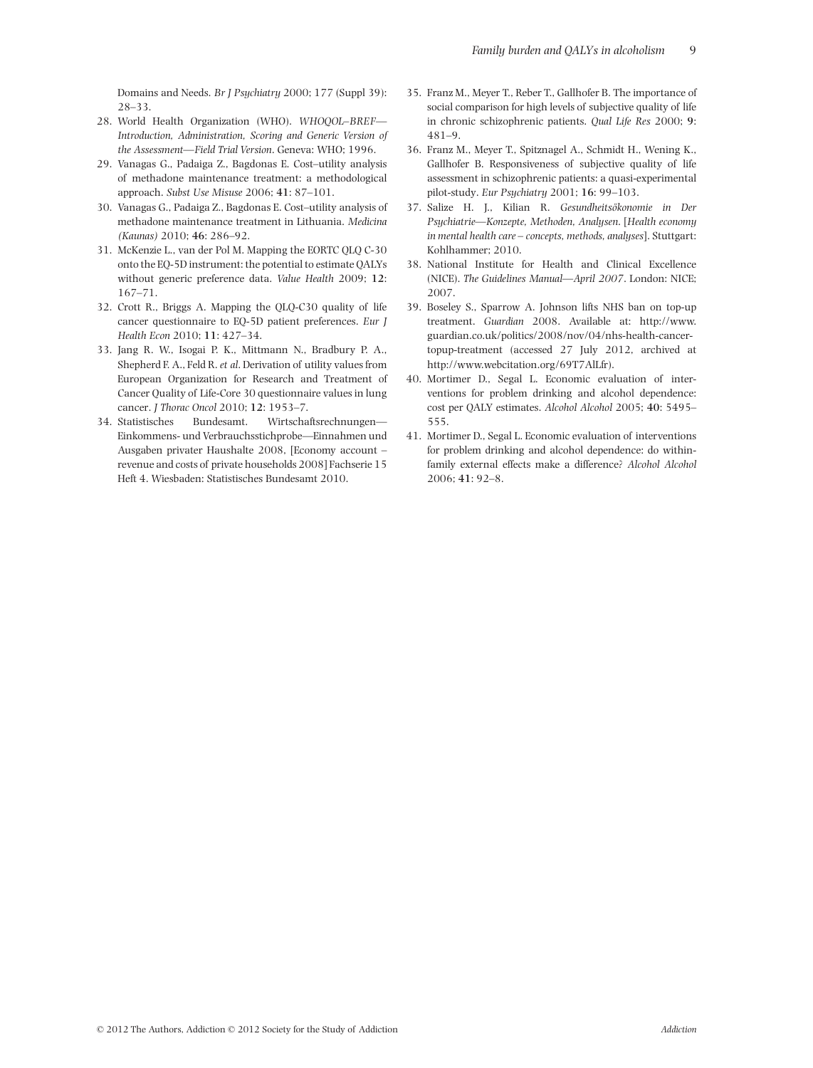Domains and Needs. *Br J Psychiatry* 2000; 177 (Suppl 39): 28–33.

28. World Health Organization (WHO). *WHOQOL–BREF—Introduction, Administration, Scoring and Generic Version of the Assessment—Field Trial Version*. Geneva: WHO; 1996.
29. Vanagas G., Padaiga Z., Bagdonas E. Cost–utility analysis of methadone maintenance treatment: a methodological approach. *Subst Use Misuse* 2006; **41**: 87–101.
30. Vanagas G., Padaiga Z., Bagdonas E. Cost–utility analysis of methadone maintenance treatment in Lithuania. *Medicina (Kaunas)* 2010; **46**: 286–92.
31. McKenzie L., van der Pol M. Mapping the EORTC QLQ C-30 onto the EQ-5D instrument: the potential to estimate QALYs without generic preference data. *Value Health* 2009; **12**: 167–71.
32. Crott R., Briggs A. Mapping the QLQ-C30 quality of life cancer questionnaire to EQ-5D patient preferences. *Eur J Health Econ* 2010; **11**: 427–34.
33. Jang R. W., Isogai P. K., Mittmann N., Bradbury P. A., Shepherd F. A., Feld R. *et al*. Derivation of utility values from European Organization for Research and Treatment of Cancer Quality of Life-Core 30 questionnaire values in lung cancer. *J Thorac Oncol* 2010; **12**: 1953–7.
34. Statistisches Bundesamt. Wirtschaftsrechnungen—Einkommens- und Verbrauchsstichprobe—Einnahmen und Ausgaben privater Haushalte 2008, [Economy account – revenue and costs of private households 2008] Fachserie 15 Heft 4. Wiesbaden: Statistisches Bundesamt 2010.
35. Franz M., Meyer T., Reber T., Gallhofer B. The importance of social comparison for high levels of subjective quality of life in chronic schizophrenic patients. *Qual Life Res* 2000; **9**: 481–9.
36. Franz M., Meyer T., Spitznagel A., Schmidt H., Wening K., Gallhofer B. Responsiveness of subjective quality of life assessment in schizophrenic patients: a quasi-experimental pilot-study. *Eur Psychiatry* 2001; **16**: 99–103.
37. Salize H. J., Kilian R. *Gesundheitsökonomie in Der Psychiatrie—Konzepte, Methoden, Analysen*. [*Health economy in mental health care – concepts, methods, analyses*]. Stuttgart: Kohlhammer; 2010.
38. National Institute for Health and Clinical Excellence (NICE). *The Guidelines Manual—April 2007*. London: NICE; 2007.
39. Boseley S., Sparrow A. Johnson lifts NHS ban on top-up treatment. *Guardian* 2008. Available at: http://www.guardian.co.uk/politics/2008/nov/04/nhs-health-cancer-topup-treatment (accessed 27 July 2012, archived at http://www.webcitation.org/69T7AlLfr).
40. Mortimer D., Segal L. Economic evaluation of interventions for problem drinking and alcohol dependence: cost per QALY estimates. *Alcohol Alcohol* 2005; **40**: 5495–555.
41. Mortimer D., Segal L. Economic evaluation of interventions for problem drinking and alcohol dependence: do within-family external effects make a difference? *Alcohol Alcohol* 2006; **41**: 92–8.